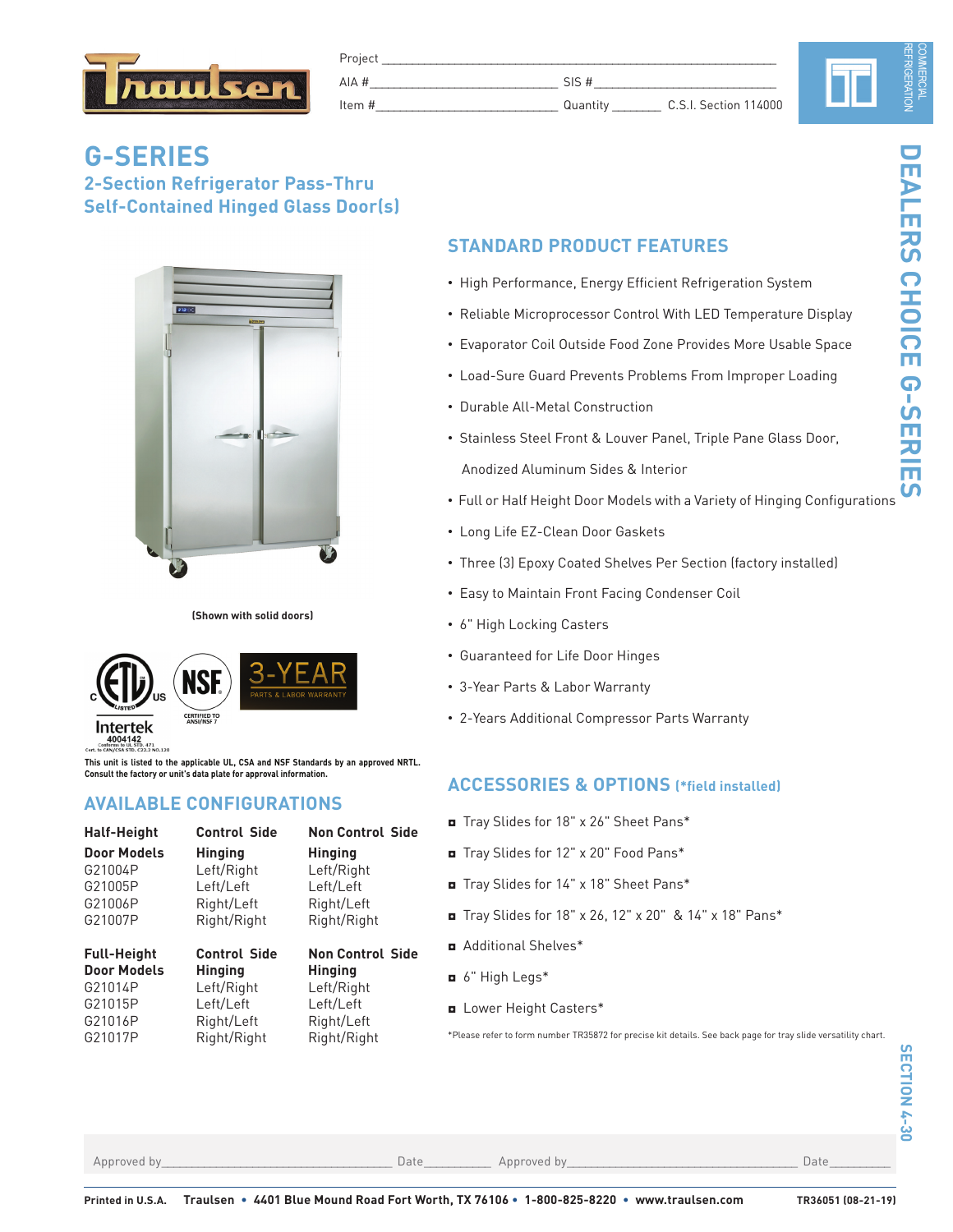Project ______________________________

AIA # ______________ SIS # ______________

Item # ______________ Quantity ________ C.S.I. Section 114000

COMMERCIAL REFRIGERATION

# G-SERIES

## 2-Section Refrigerator Pass-Thru Self-Contained Hinged Glass Door(s)

(Shown with solid doors)

Intertek 4004142 Conforms to UL STD. 471 Cert. to CAN/CSA STD. C22.2 NO.120

CERTIFIED TO ANSI/NSF 7

3-YEAR PARTS & LABOR WARRANTY

This unit is listed to the applicable UL, CSA and NSF Standards by an approved NRTL. Consult the factory or unit's data plate for approval information.

## STANDARD PRODUCT FEATURES

- High Performance, Energy Efficient Refrigeration System
- Reliable Microprocessor Control With LED Temperature Display
- Evaporator Coil Outside Food Zone Provides More Usable Space
- Load-Sure Guard Prevents Problems From Improper Loading
- Durable All-Metal Construction
- Stainless Steel Front & Louver Panel, Triple Pane Glass Door, Anodized Aluminum Sides & Interior
- Full or Half Height Door Models with a Variety of Hinging Configurations
- Long Life EZ-Clean Door Gaskets
- Three (3) Epoxy Coated Shelves Per Section (factory installed)
- Easy to Maintain Front Facing Condenser Coil
- 6" High Locking Casters
- Guaranteed for Life Door Hinges
- 3-Year Parts & Labor Warranty
- 2-Years Additional Compressor Parts Warranty

## AVAILABLE CONFIGURATIONS

| Half-Height Door Models | Control Side Hinging | Non Control Side Hinging |
|---|---|---|
| G21004P | Left/Right | Left/Right |
| G21005P | Left/Left | Left/Left |
| G21006P | Right/Left | Right/Left |
| G21007P | Right/Right | Right/Right |

| Full-Height Door Models | Control Side Hinging | Non Control Side Hinging |
|---|---|---|
| G21014P | Left/Right | Left/Right |
| G21015P | Left/Left | Left/Left |
| G21016P | Right/Left | Right/Left |
| G21017P | Right/Right | Right/Right |

## ACCESSORIES & OPTIONS (*field installed)

- Tray Slides for 18" x 26" Sheet Pans*
- Tray Slides for 12" x 20" Food Pans*
- Tray Slides for 14" x 18" Sheet Pans*
- Tray Slides for 18" x 26, 12" x 20" & 14" x 18" Pans*
- Additional Shelves*
- 6" High Legs*
- Lower Height Casters*

*Please refer to form number TR35872 for precise kit details. See back page for tray slide versatility chart.

DEALERS CHOICE G-SERIES

SECTION 4-30

Approved by______________ Date________ Approved by______________ Date________

Printed in U.S.A. **Traulsen • 4401 Blue Mound Road Fort Worth, TX 76106 • 1-800-825-8220 • www.traulsen.com** TR36051 (08-21-19)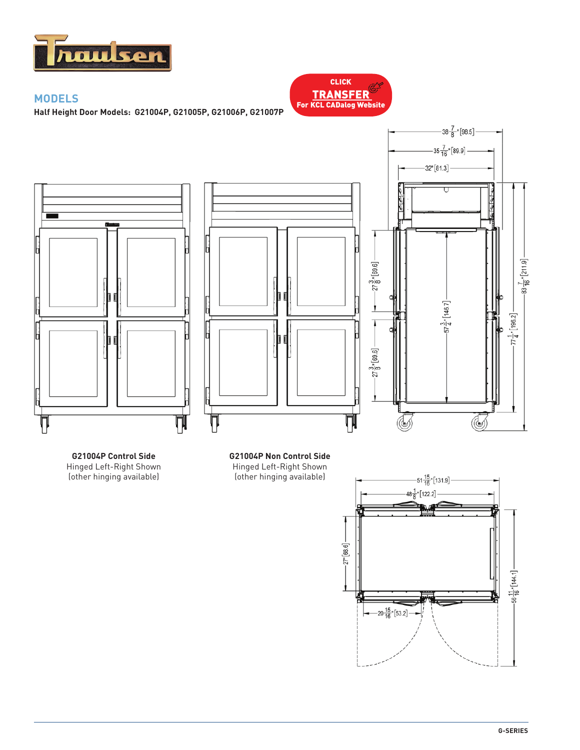## MODELS

**Half Height Door Models: G21004P, G21005P, G21006P, G21007P**

CLICK **TRANSFER** For KCL CADalog Website

38 7/8" [98.5]

35 7/16" [89.9]

32" [81.3]

27 3/8" [69.6]

27 3/8" [69.6]

57 3/4" [146.7]

77 1/4" [196.2]

83 7/16" [211.9]

**G21004P Control Side**
Hinged Left-Right Shown
(other hinging available)

**G21004P Non Control Side**
Hinged Left-Right Shown
(other hinging available)

51 15/16" [131.9]

48 1/8" [122.2]

27" [68.6]

20 15/16" [53.2]

56 11/16" [144.1]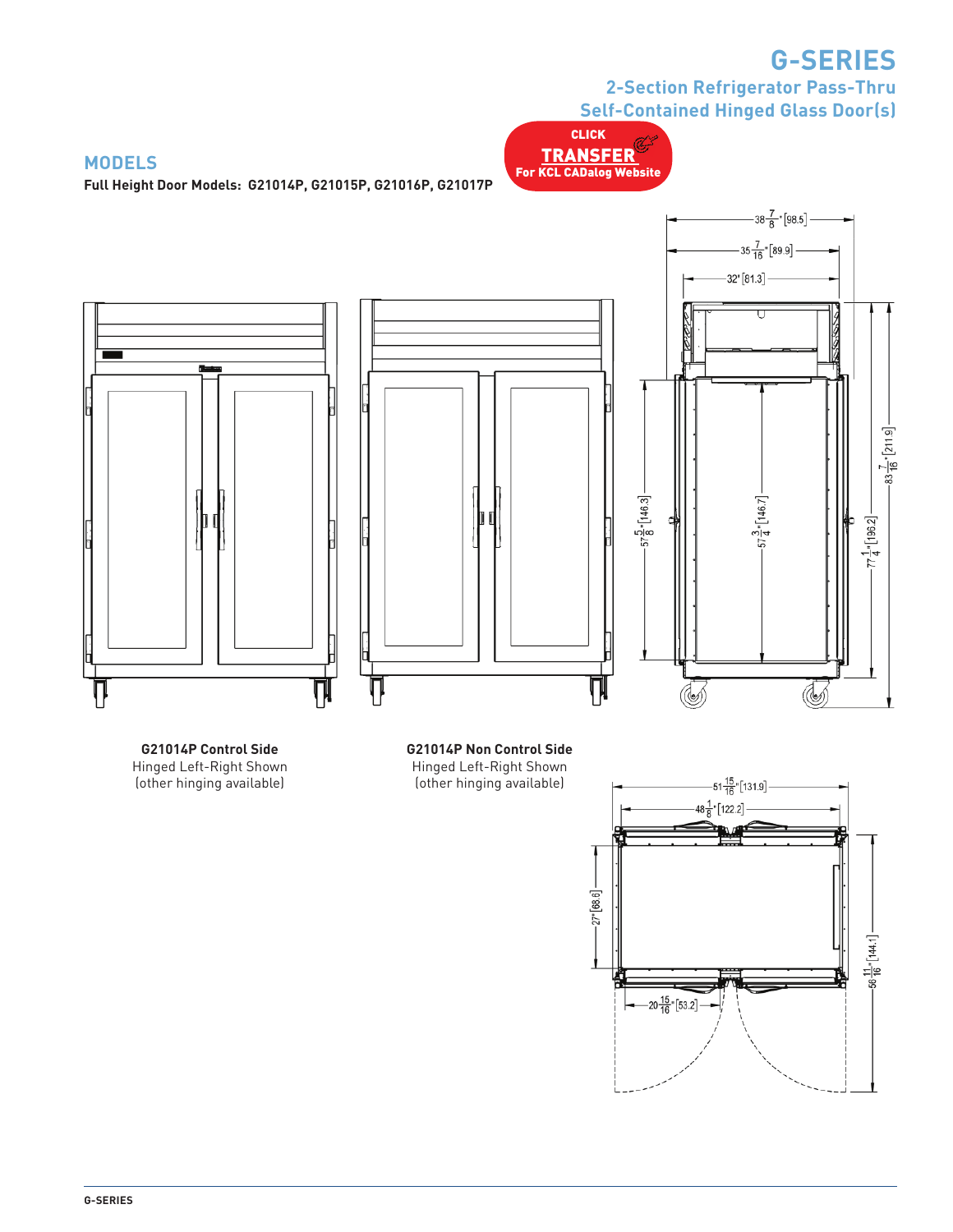# G-SERIES

## 2-Section Refrigerator Pass-Thru Self-Contained Hinged Glass Door(s)

CLICK **TRANSFER** For KCL CADalog Website

## MODELS

**Full Height Door Models: G21014P, G21015P, G21016P, G21017P**

38 7/8" [98.5]

35 7/16" [89.9]

32" [81.3]

57 5/8" [146.3]

57 3/4" [146.7]

83 7/16" [211.9]

77 1/4" [196.2]

**G21014P Control Side**
Hinged Left-Right Shown
(other hinging available)

**G21014P Non Control Side**
Hinged Left-Right Shown
(other hinging available)

51 15/16" [131.9]

48 1/8" [122.2]

27" [68.6]

56 11/16" [144.1]

20 15/16" [53.2]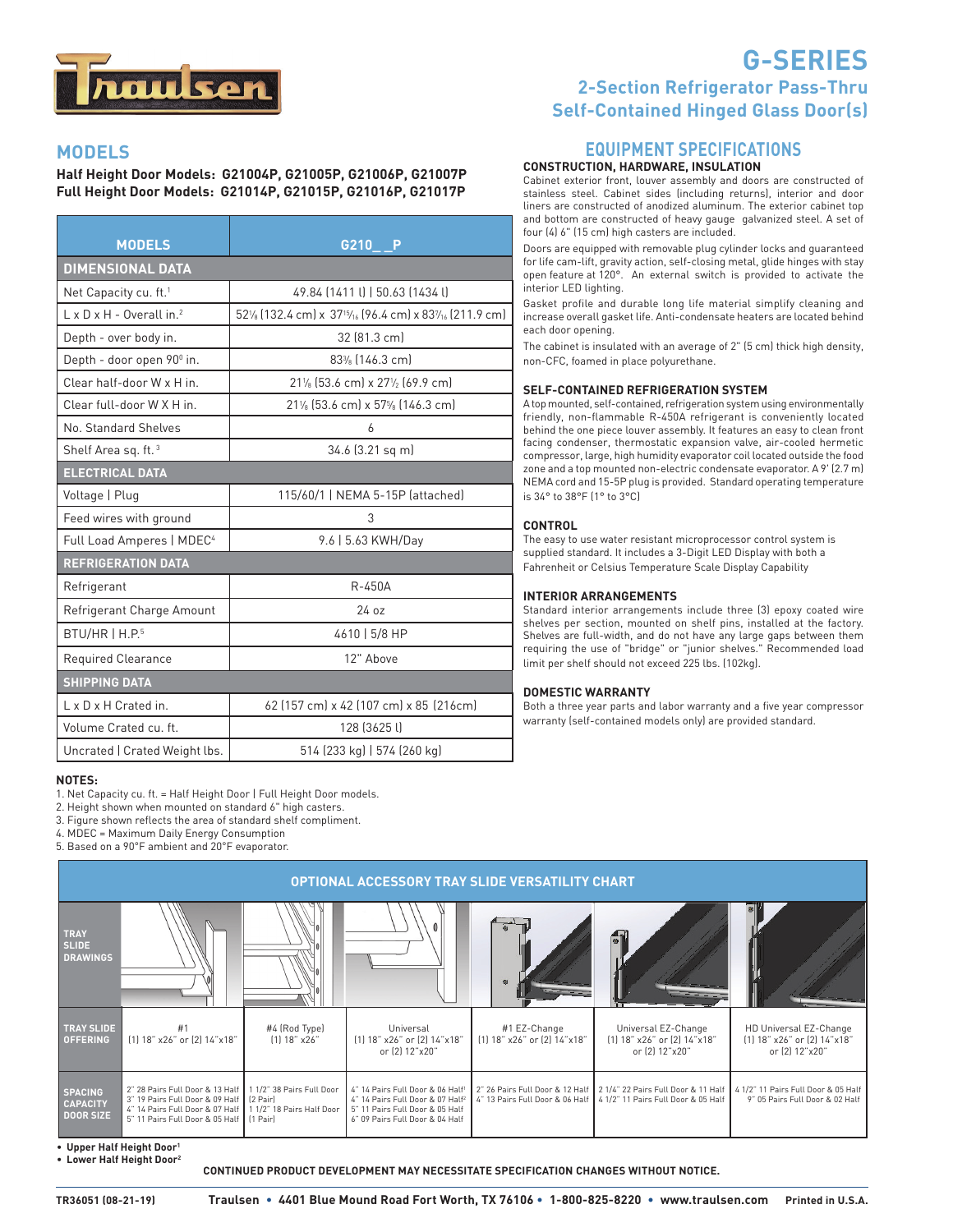# G-SERIES

## 2-Section Refrigerator Pass-Thru Self-Contained Hinged Glass Door(s)

## MODELS

**Half Height Door Models: G21004P, G21005P, G21006P, G21007P**
**Full Height Door Models: G21014P, G21015P, G21016P, G21017P**

| MODELS | G210_ _P |
|---|---|
| **DIMENSIONAL DATA** | |
| Net Capacity cu. ft.[1] | 49.84 (1411 l) \| 50.63 (1434 l) |
| L x D x H - Overall in.[2] | 52⅛ (132.4 cm) x 37$^{15}/_{16}$ (96.4 cm) x 83$^{7}/_{16}$ (211.9 cm) |
| Depth - over body in. | 32 (81.3 cm) |
| Depth - door open 90⁰ in. | 83⅜ (146.3 cm) |
| Clear half-door W x H in. | 21⅛ (53.6 cm) x 27½ (69.9 cm) |
| Clear full-door W X H in. | 21⅛ (53.6 cm) x 57⅝ (146.3 cm) |
| No. Standard Shelves | 6 |
| Shelf Area sq. ft.[3] | 34.6 (3.21 sq m) |
| **ELECTRICAL DATA** | |
| Voltage \| Plug | 115/60/1 \| NEMA 5-15P (attached) |
| Feed wires with ground | 3 |
| Full Load Amperes \| MDEC[4] | 9.6 \| 5.63 KWH/Day |
| **REFRIGERATION DATA** | |
| Refrigerant | R-450A |
| Refrigerant Charge Amount | 24 oz |
| BTU/HR \| H.P.[5] | 4610 \| 5/8 HP |
| Required Clearance | 12" Above |
| **SHIPPING DATA** | |
| L x D x H Crated in. | 62 (157 cm) x 42 (107 cm) x 85 (216cm) |
| Volume Crated cu. ft. | 128 (3625 l) |
| Uncrated \| Crated Weight lbs. | 514 (233 kg) \| 574 (260 kg) |

**NOTES:**
1. Net Capacity cu. ft. = Half Height Door | Full Height Door models.
2. Height shown when mounted on standard 6" high casters.
3. Figure shown reflects the area of standard shelf compliment.
4. MDEC = Maximum Daily Energy Consumption
5. Based on a 90°F ambient and 20°F evaporator.

## EQUIPMENT SPECIFICATIONS

### CONSTRUCTION, HARDWARE, INSULATION

Cabinet exterior front, louver assembly and doors are constructed of stainless steel. Cabinet sides (including returns), interior and door liners are constructed of anodized aluminum. The exterior cabinet top and bottom are constructed of heavy gauge galvanized steel. A set of four (4) 6" (15 cm) high casters are included.

Doors are equipped with removable plug cylinder locks and guaranteed for life cam-lift, gravity action, self-closing metal, glide hinges with stay open feature at 120°. An external switch is provided to activate the interior LED lighting.

Gasket profile and durable long life material simplify cleaning and increase overall gasket life. Anti-condensate heaters are located behind each door opening.

The cabinet is insulated with an average of 2" (5 cm) thick high density, non-CFC, foamed in place polyurethane.

### SELF-CONTAINED REFRIGERATION SYSTEM

A top mounted, self-contained, refrigeration system using environmentally friendly, non-flammable R-450A refrigerant is conveniently located behind the one piece louver assembly. It features an easy to clean front facing condenser, thermostatic expansion valve, air-cooled hermetic compressor, large, high humidity evaporator coil located outside the food zone and a top mounted non-electric condensate evaporator. A 9' (2.7 m) NEMA cord and 15-5P plug is provided. Standard operating temperature is 34° to 38°F (1° to 3°C)

### CONTROL

The easy to use water resistant microprocessor control system is supplied standard. It includes a 3-Digit LED Display with both a Fahrenheit or Celsius Temperature Scale Display Capability

### INTERIOR ARRANGEMENTS

Standard interior arrangements include three (3) epoxy coated wire shelves per section, mounted on shelf pins, installed at the factory. Shelves are full-width, and do not have any large gaps between them requiring the use of "bridge" or "junior shelves." Recommended load limit per shelf should not exceed 225 lbs. (102kg).

### DOMESTIC WARRANTY

Both a three year parts and labor warranty and a five year compressor warranty (self-contained models only) are provided standard.

## OPTIONAL ACCESSORY TRAY SLIDE VERSATILITY CHART

| TRAY SLIDE DRAWINGS | | | | | | |
|---|---|---|---|---|---|---|
| **TRAY SLIDE OFFERING** | #1<br>(1) 18" x26" or (2) 14"x18" | #4 (Rod Type)<br>(1) 18" x26" | Universal<br>(1) 18" x26" or (2) 14"x18" or (2) 12"x20" | #1 EZ-Change<br>(1) 18" x26" or (2) 14"x18" | Universal EZ-Change<br>(1) 18" x26" or (2) 14"x18" or (2) 12"x20" | HD Universal EZ-Change<br>(1) 18" x26" or (2) 14"x18" or (2) 12"x20" |
| **SPACING CAPACITY DOOR SIZE** | 2" 28 Pairs Full Door & 13 Half<br>3" 19 Pairs Full Door & 09 Half<br>4" 14 Pairs Full Door & 07 Half<br>5" 11 Pairs Full Door & 05 Half | 1 1/2" 38 Pairs Full Door (2 Pair)<br>1 1/2" 18 Pairs Half Door (1 Pair) | 4" 14 Pairs Full Door & 06 Half[1]<br>4" 14 Pairs Full Door & 07 Half[2]<br>5" 11 Pairs Full Door & 05 Half<br>6" 09 Pairs Full Door & 04 Half | 2" 26 Pairs Full Door & 12 Half<br>4" 13 Pairs Full Door & 06 Half | 2 1/4" 22 Pairs Full Door & 11 Half<br>4 1/2" 11 Pairs Full Door & 05 Half | 4 1/2" 11 Pairs Full Door & 05 Half<br>9" 05 Pairs Full Door & 02 Half |

- **Upper Half Height Door[1]**
- **Lower Half Height Door[2]**

**CONTINUED PRODUCT DEVELOPMENT MAY NECESSITATE SPECIFICATION CHANGES WITHOUT NOTICE.**

TR36051 (08-21-19) **Traulsen • 4401 Blue Mound Road Fort Worth, TX 76106 • 1-800-825-8220 • www.traulsen.com** Printed in U.S.A.